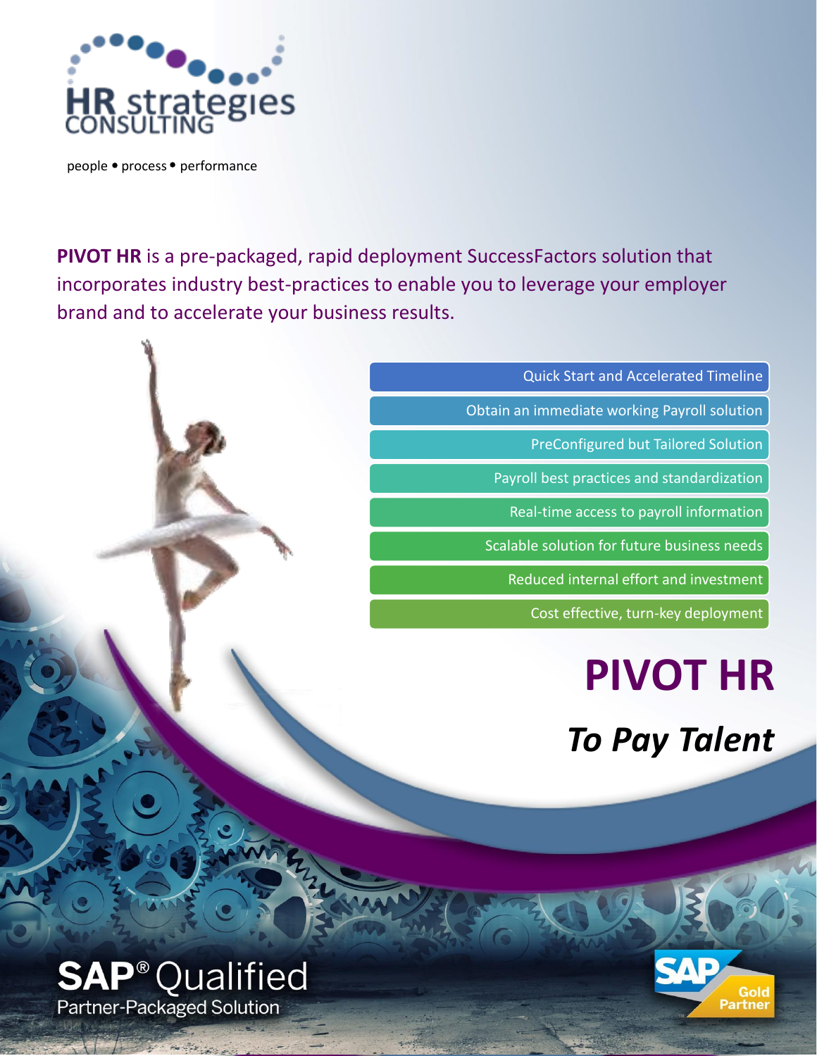HR strategies CONSULTING

people • process • performance

**PIVOT HR** is a pre-packaged, rapid deployment SuccessFactors solution that incorporates industry best-practices to enable you to leverage your employer brand and to accelerate your business results.

- Quick Start and Accelerated Timeline
- Obtain an immediate working Payroll solution
- PreConfigured but Tailored Solution
- Payroll best practices and standardization
- Real-time access to payroll information
- Scalable solution for future business needs
- Reduced internal effort and investment
- Cost effective, turn-key deployment

# PIVOT HR

## *To Pay Talent*

SAP® Qualified
Partner-Packaged Solution

SAP Gold Partner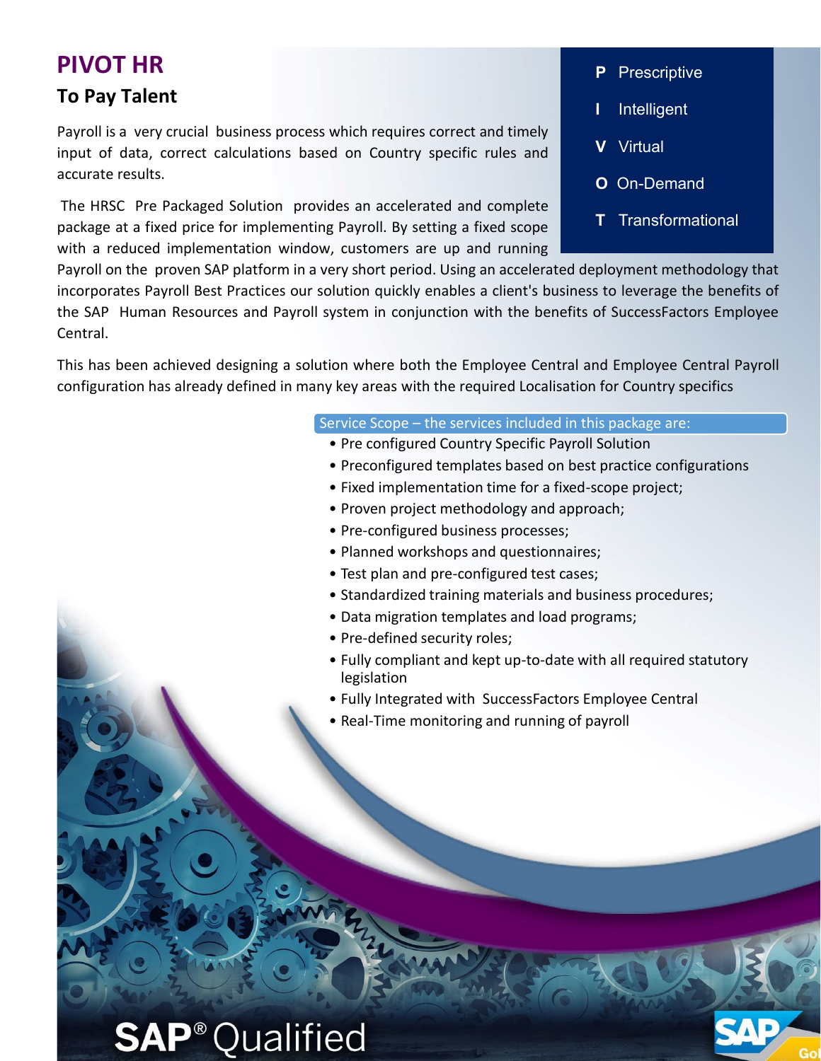# PIVOT HR

## To Pay Talent

- **P** Prescriptive
- **I** Intelligent
- **V** Virtual
- **O** On-Demand
- **T** Transformational

Payroll is a very crucial business process which requires correct and timely input of data, correct calculations based on Country specific rules and accurate results.

The HRSC Pre Packaged Solution provides an accelerated and complete package at a fixed price for implementing Payroll. By setting a fixed scope with a reduced implementation window, customers are up and running Payroll on the proven SAP platform in a very short period. Using an accelerated deployment methodology that incorporates Payroll Best Practices our solution quickly enables a client's business to leverage the benefits of the SAP Human Resources and Payroll system in conjunction with the benefits of SuccessFactors Employee Central.

This has been achieved designing a solution where both the Employee Central and Employee Central Payroll configuration has already defined in many key areas with the required Localisation for Country specifics

**Service Scope – the services included in this package are:**

- Pre configured Country Specific Payroll Solution
- Preconfigured templates based on best practice configurations
- Fixed implementation time for a fixed-scope project;
- Proven project methodology and approach;
- Pre-configured business processes;
- Planned workshops and questionnaires;
- Test plan and pre-configured test cases;
- Standardized training materials and business procedures;
- Data migration templates and load programs;
- Pre-defined security roles;
- Fully compliant and kept up-to-date with all required statutory legislation
- Fully Integrated with SuccessFactors Employee Central
- Real-Time monitoring and running of payroll

SAP® Qualified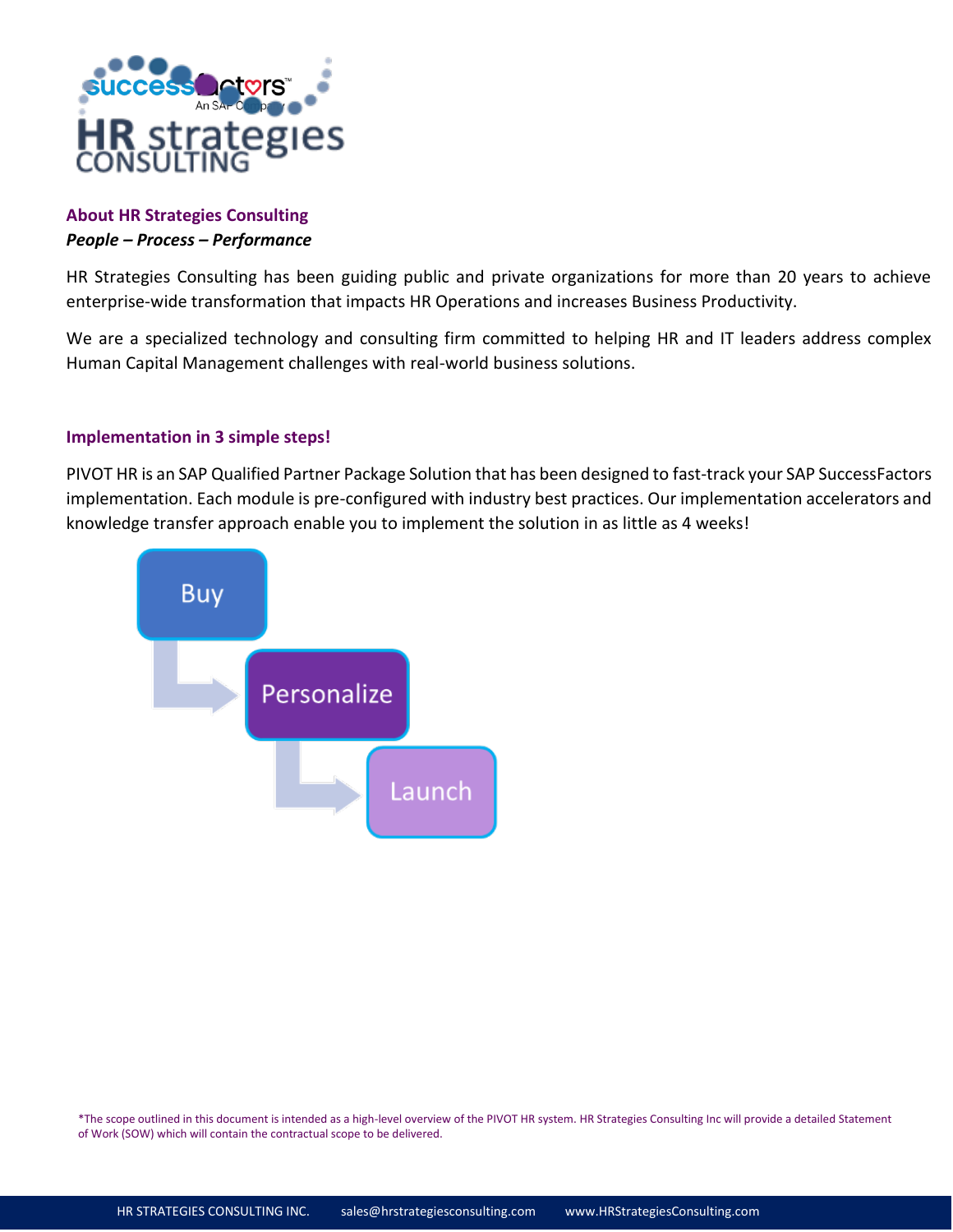## About HR Strategies Consulting

***People – Process – Performance***

HR Strategies Consulting has been guiding public and private organizations for more than 20 years to achieve enterprise-wide transformation that impacts HR Operations and increases Business Productivity.

We are a specialized technology and consulting firm committed to helping HR and IT leaders address complex Human Capital Management challenges with real-world business solutions.

## Implementation in 3 simple steps!

PIVOT HR is an SAP Qualified Partner Package Solution that has been designed to fast-track your SAP SuccessFactors implementation. Each module is pre-configured with industry best practices. Our implementation accelerators and knowledge transfer approach enable you to implement the solution in as little as 4 weeks!

Buy

Personalize

Launch

*The scope outlined in this document is intended as a high-level overview of the PIVOT HR system. HR Strategies Consulting Inc will provide a detailed Statement of Work (SOW) which will contain the contractual scope to be delivered.